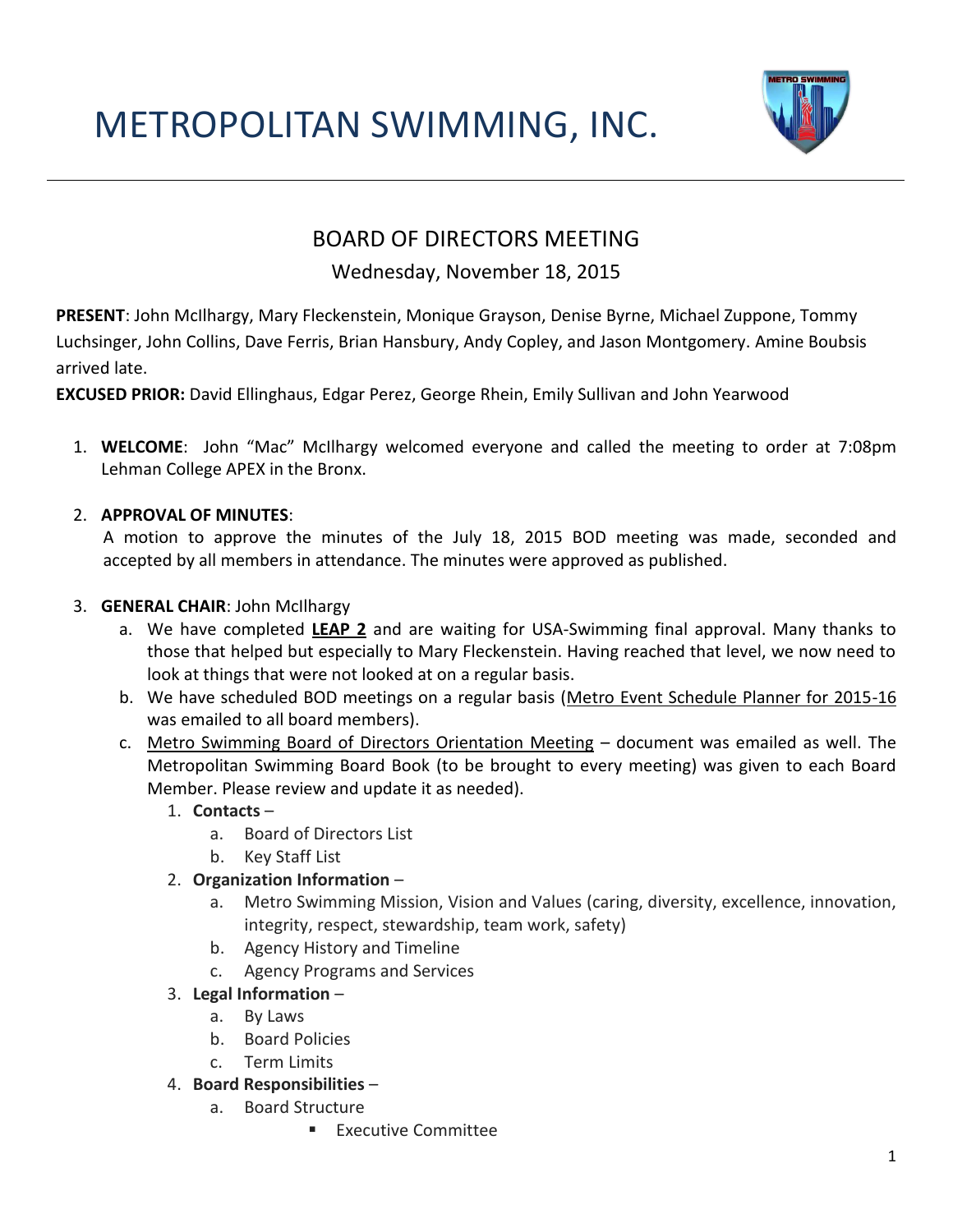# METROPOLITAN SWIMMING, INC.

## BOARD OF DIRECTORS MEETING

Wednesday, November 18, 2015

**PRESENT**: John McIlhargy, Mary Fleckenstein, Monique Grayson, Denise Byrne, Michael Zuppone, Tommy Luchsinger, John Collins, Dave Ferris, Brian Hansbury, Andy Copley, and Jason Montgomery. Amine Boubsis arrived late.

**EXCUSED PRIOR:** David Ellinghaus, Edgar Perez, George Rhein, Emily Sullivan and John Yearwood

1. **WELCOME**: John "Mac" McIlhargy welcomed everyone and called the meeting to order at 7:08pm Lehman College APEX in the Bronx.

2. **APPROVAL OF MINUTES**:
   A motion to approve the minutes of the July 18, 2015 BOD meeting was made, seconded and accepted by all members in attendance. The minutes were approved as published.

3. **GENERAL CHAIR**: John McIlhargy
   a. We have completed **LEAP 2** and are waiting for USA-Swimming final approval. Many thanks to those that helped but especially to Mary Fleckenstein. Having reached that level, we now need to look at things that were not looked at on a regular basis.
   b. We have scheduled BOD meetings on a regular basis (Metro Event Schedule Planner for 2015-16 was emailed to all board members).
   c. Metro Swimming Board of Directors Orientation Meeting – document was emailed as well. The Metropolitan Swimming Board Book (to be brought to every meeting) was given to each Board Member. Please review and update it as needed).
      1. **Contacts** –
         a. Board of Directors List
         b. Key Staff List
      2. **Organization Information** –
         a. Metro Swimming Mission, Vision and Values (caring, diversity, excellence, innovation, integrity, respect, stewardship, team work, safety)
         b. Agency History and Timeline
         c. Agency Programs and Services
      3. **Legal Information** –
         a. By Laws
         b. Board Policies
         c. Term Limits
      4. **Board Responsibilities** –
         a. Board Structure
            - Executive Committee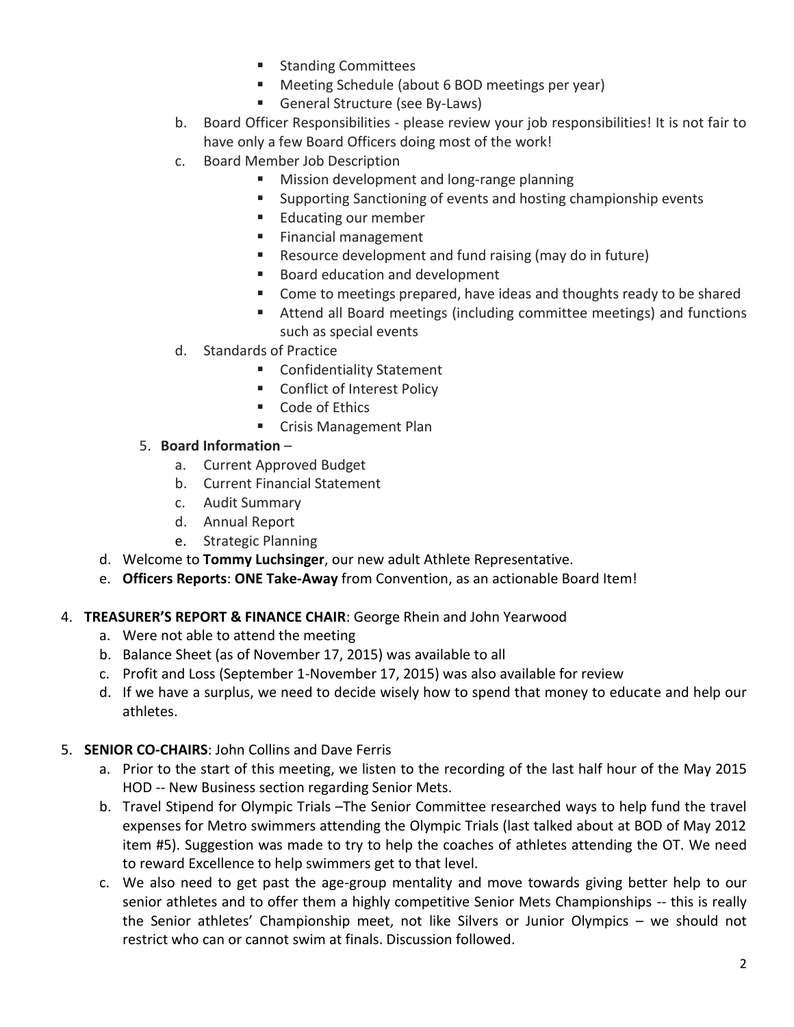- Standing Committees
        - Meeting Schedule (about 6 BOD meetings per year)
        - General Structure (see By-Laws)
    b. Board Officer Responsibilities - please review your job responsibilities! It is not fair to have only a few Board Officers doing most of the work!
    c. Board Member Job Description
        - Mission development and long-range planning
        - Supporting Sanctioning of events and hosting championship events
        - Educating our member
        - Financial management
        - Resource development and fund raising (may do in future)
        - Board education and development
        - Come to meetings prepared, have ideas and thoughts ready to be shared
        - Attend all Board meetings (including committee meetings) and functions such as special events
    d. Standards of Practice
        - Confidentiality Statement
        - Conflict of Interest Policy
        - Code of Ethics
        - Crisis Management Plan
  5. **Board Information** –
      a. Current Approved Budget
      b. Current Financial Statement
      c. Audit Summary
      d. Annual Report
      e. Strategic Planning
  d. Welcome to **Tommy Luchsinger**, our new adult Athlete Representative.
  e. **Officers Reports**: **ONE Take-Away** from Convention, as an actionable Board Item!

4. **TREASURER'S REPORT & FINANCE CHAIR**: George Rhein and John Yearwood
    a. Were not able to attend the meeting
    b. Balance Sheet (as of November 17, 2015) was available to all
    c. Profit and Loss (September 1-November 17, 2015) was also available for review
    d. If we have a surplus, we need to decide wisely how to spend that money to educate and help our athletes.

5. **SENIOR CO-CHAIRS**: John Collins and Dave Ferris
    a. Prior to the start of this meeting, we listen to the recording of the last half hour of the May 2015 HOD -- New Business section regarding Senior Mets.
    b. Travel Stipend for Olympic Trials –The Senior Committee researched ways to help fund the travel expenses for Metro swimmers attending the Olympic Trials (last talked about at BOD of May 2012 item #5). Suggestion was made to try to help the coaches of athletes attending the OT. We need to reward Excellence to help swimmers get to that level.
    c. We also need to get past the age-group mentality and move towards giving better help to our senior athletes and to offer them a highly competitive Senior Mets Championships -- this is really the Senior athletes' Championship meet, not like Silvers or Junior Olympics – we should not restrict who can or cannot swim at finals. Discussion followed.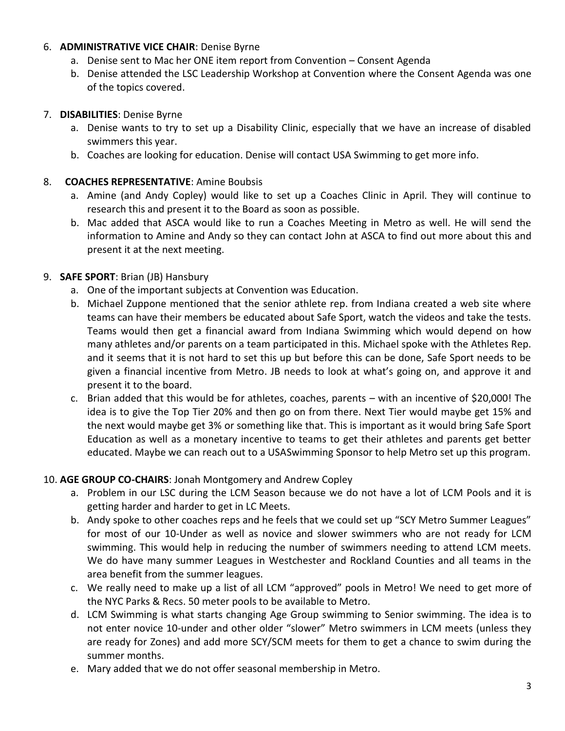6. **ADMINISTRATIVE VICE CHAIR**: Denise Byrne
   a. Denise sent to Mac her ONE item report from Convention – Consent Agenda
   b. Denise attended the LSC Leadership Workshop at Convention where the Consent Agenda was one of the topics covered.

7. **DISABILITIES**: Denise Byrne
   a. Denise wants to try to set up a Disability Clinic, especially that we have an increase of disabled swimmers this year.
   b. Coaches are looking for education. Denise will contact USA Swimming to get more info.

8. **COACHES REPRESENTATIVE**: Amine Boubsis
   a. Amine (and Andy Copley) would like to set up a Coaches Clinic in April. They will continue to research this and present it to the Board as soon as possible.
   b. Mac added that ASCA would like to run a Coaches Meeting in Metro as well. He will send the information to Amine and Andy so they can contact John at ASCA to find out more about this and present it at the next meeting.

9. **SAFE SPORT**: Brian (JB) Hansbury
   a. One of the important subjects at Convention was Education.
   b. Michael Zuppone mentioned that the senior athlete rep. from Indiana created a web site where teams can have their members be educated about Safe Sport, watch the videos and take the tests. Teams would then get a financial award from Indiana Swimming which would depend on how many athletes and/or parents on a team participated in this. Michael spoke with the Athletes Rep. and it seems that it is not hard to set this up but before this can be done, Safe Sport needs to be given a financial incentive from Metro. JB needs to look at what's going on, and approve it and present it to the board.
   c. Brian added that this would be for athletes, coaches, parents – with an incentive of $20,000! The idea is to give the Top Tier 20% and then go on from there. Next Tier would maybe get 15% and the next would maybe get 3% or something like that. This is important as it would bring Safe Sport Education as well as a monetary incentive to teams to get their athletes and parents get better educated. Maybe we can reach out to a USASwimming Sponsor to help Metro set up this program.

10. **AGE GROUP CO-CHAIRS**: Jonah Montgomery and Andrew Copley
    a. Problem in our LSC during the LCM Season because we do not have a lot of LCM Pools and it is getting harder and harder to get in LC Meets.
    b. Andy spoke to other coaches reps and he feels that we could set up "SCY Metro Summer Leagues" for most of our 10-Under as well as novice and slower swimmers who are not ready for LCM swimming. This would help in reducing the number of swimmers needing to attend LCM meets. We do have many summer Leagues in Westchester and Rockland Counties and all teams in the area benefit from the summer leagues.
    c. We really need to make up a list of all LCM "approved" pools in Metro! We need to get more of the NYC Parks & Recs. 50 meter pools to be available to Metro.
    d. LCM Swimming is what starts changing Age Group swimming to Senior swimming. The idea is to not enter novice 10-under and other older "slower" Metro swimmers in LCM meets (unless they are ready for Zones) and add more SCY/SCM meets for them to get a chance to swim during the summer months.
    e. Mary added that we do not offer seasonal membership in Metro.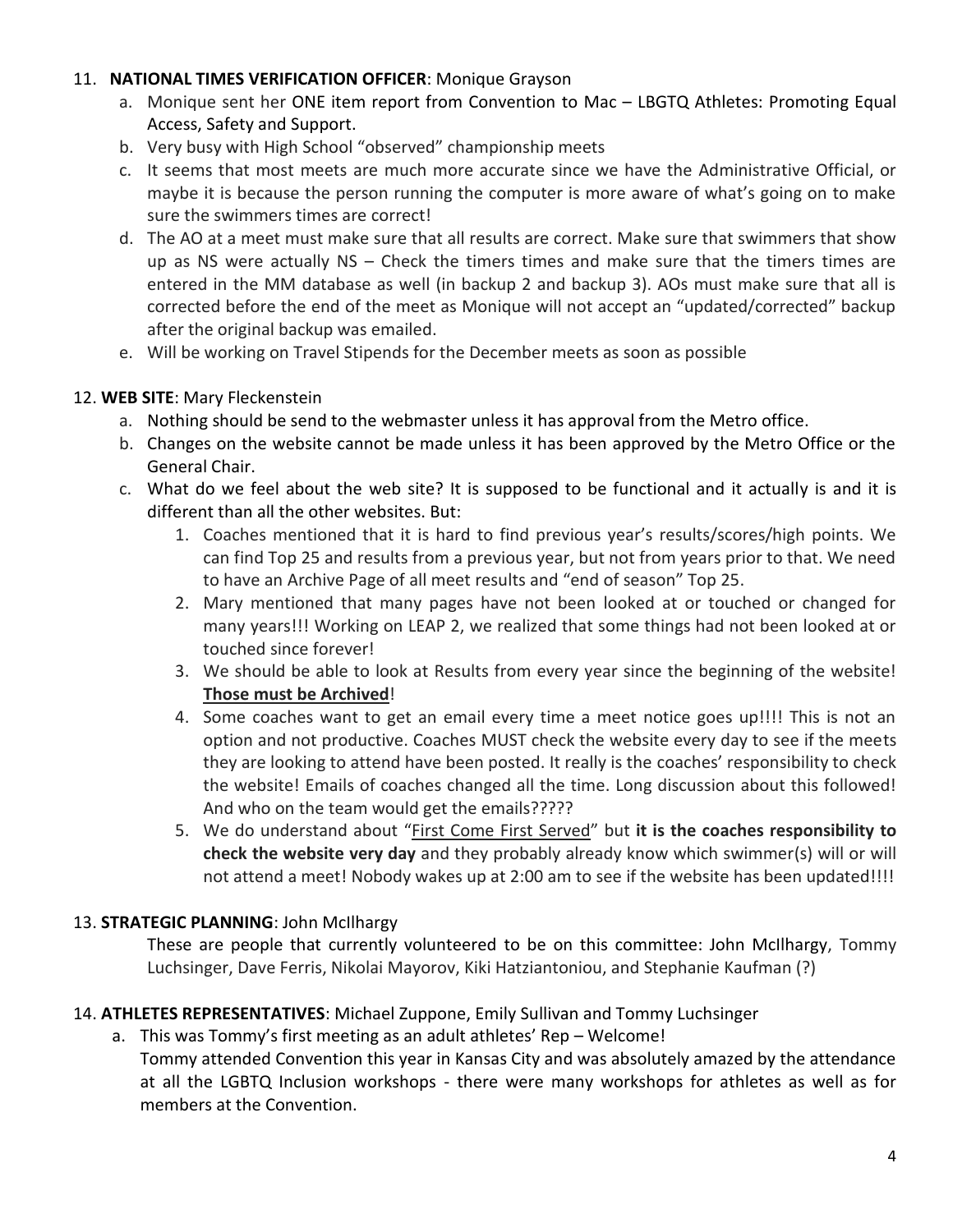11. **NATIONAL TIMES VERIFICATION OFFICER**: Monique Grayson
    a. Monique sent her ONE item report from Convention to Mac – LBGTQ Athletes: Promoting Equal Access, Safety and Support.
    b. Very busy with High School "observed" championship meets
    c. It seems that most meets are much more accurate since we have the Administrative Official, or maybe it is because the person running the computer is more aware of what's going on to make sure the swimmers times are correct!
    d. The AO at a meet must make sure that all results are correct. Make sure that swimmers that show up as NS were actually NS – Check the timers times and make sure that the timers times are entered in the MM database as well (in backup 2 and backup 3). AOs must make sure that all is corrected before the end of the meet as Monique will not accept an "updated/corrected" backup after the original backup was emailed.
    e. Will be working on Travel Stipends for the December meets as soon as possible

12. **WEB SITE**: Mary Fleckenstein
    a. Nothing should be send to the webmaster unless it has approval from the Metro office.
    b. Changes on the website cannot be made unless it has been approved by the Metro Office or the General Chair.
    c. What do we feel about the web site? It is supposed to be functional and it actually is and it is different than all the other websites. But:
        1. Coaches mentioned that it is hard to find previous year's results/scores/high points. We can find Top 25 and results from a previous year, but not from years prior to that. We need to have an Archive Page of all meet results and "end of season" Top 25.
        2. Mary mentioned that many pages have not been looked at or touched or changed for many years!!! Working on LEAP 2, we realized that some things had not been looked at or touched since forever!
        3. We should be able to look at Results from every year since the beginning of the website! <u>**Those must be Archived**</u>!
        4. Some coaches want to get an email every time a meet notice goes up!!!! This is not an option and not productive. Coaches MUST check the website every day to see if the meets they are looking to attend have been posted. It really is the coaches' responsibility to check the website! Emails of coaches changed all the time. Long discussion about this followed! And who on the team would get the emails?????
        5. We do understand about "<u>First Come First Served</u>" but **it is the coaches responsibility to check the website very day** and they probably already know which swimmer(s) will or will not attend a meet! Nobody wakes up at 2:00 am to see if the website has been updated!!!!

13. **STRATEGIC PLANNING**: John McIlhargy

    These are people that currently volunteered to be on this committee: John McIlhargy, Tommy Luchsinger, Dave Ferris, Nikolai Mayorov, Kiki Hatziantoniou, and Stephanie Kaufman (?)

14. **ATHLETES REPRESENTATIVES**: Michael Zuppone, Emily Sullivan and Tommy Luchsinger
    a. This was Tommy's first meeting as an adult athletes' Rep – Welcome!
    Tommy attended Convention this year in Kansas City and was absolutely amazed by the attendance at all the LGBTQ Inclusion workshops - there were many workshops for athletes as well as for members at the Convention.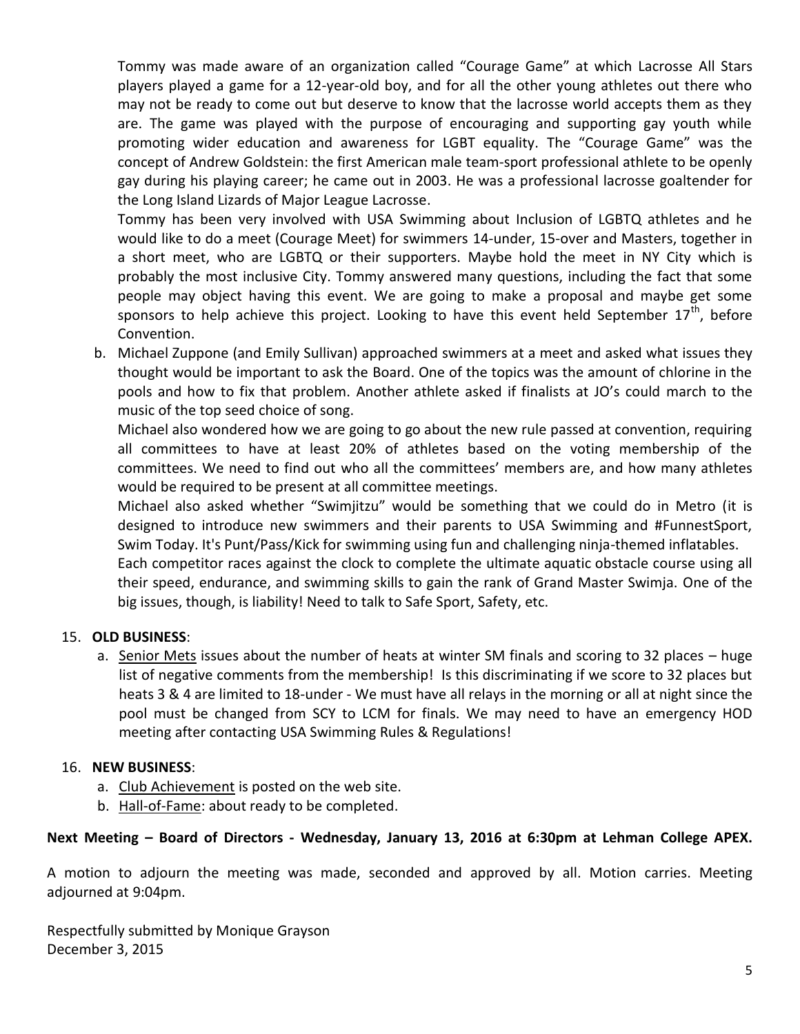Tommy was made aware of an organization called "Courage Game" at which Lacrosse All Stars players played a game for a 12-year-old boy, and for all the other young athletes out there who may not be ready to come out but deserve to know that the lacrosse world accepts them as they are. The game was played with the purpose of encouraging and supporting gay youth while promoting wider education and awareness for LGBT equality. The "Courage Game" was the concept of Andrew Goldstein: the first American male team-sport professional athlete to be openly gay during his playing career; he came out in 2003. He was a professional lacrosse goaltender for the Long Island Lizards of Major League Lacrosse.

Tommy has been very involved with USA Swimming about Inclusion of LGBTQ athletes and he would like to do a meet (Courage Meet) for swimmers 14-under, 15-over and Masters, together in a short meet, who are LGBTQ or their supporters. Maybe hold the meet in NY City which is probably the most inclusive City. Tommy answered many questions, including the fact that some people may object having this event. We are going to make a proposal and maybe get some sponsors to help achieve this project. Looking to have this event held September 17th, before Convention.

b. Michael Zuppone (and Emily Sullivan) approached swimmers at a meet and asked what issues they thought would be important to ask the Board. One of the topics was the amount of chlorine in the pools and how to fix that problem. Another athlete asked if finalists at JO's could march to the music of the top seed choice of song.

   Michael also wondered how we are going to go about the new rule passed at convention, requiring all committees to have at least 20% of athletes based on the voting membership of the committees. We need to find out who all the committees' members are, and how many athletes would be required to be present at all committee meetings.

   Michael also asked whether "Swimjitzu" would be something that we could do in Metro (it is designed to introduce new swimmers and their parents to USA Swimming and #FunnestSport, Swim Today. It's Punt/Pass/Kick for swimming using fun and challenging ninja-themed inflatables.

   Each competitor races against the clock to complete the ultimate aquatic obstacle course using all their speed, endurance, and swimming skills to gain the rank of Grand Master Swimja. One of the big issues, though, is liability! Need to talk to Safe Sport, Safety, etc.

15. **OLD BUSINESS**:
    a. Senior Mets issues about the number of heats at winter SM finals and scoring to 32 places – huge list of negative comments from the membership! Is this discriminating if we score to 32 places but heats 3 & 4 are limited to 18-under - We must have all relays in the morning or all at night since the pool must be changed from SCY to LCM for finals. We may need to have an emergency HOD meeting after contacting USA Swimming Rules & Regulations!

16. **NEW BUSINESS**:
    a. Club Achievement is posted on the web site.
    b. Hall-of-Fame: about ready to be completed.

**Next Meeting – Board of Directors - Wednesday, January 13, 2016 at 6:30pm at Lehman College APEX.**

A motion to adjourn the meeting was made, seconded and approved by all. Motion carries. Meeting adjourned at 9:04pm.

Respectfully submitted by Monique Grayson
December 3, 2015